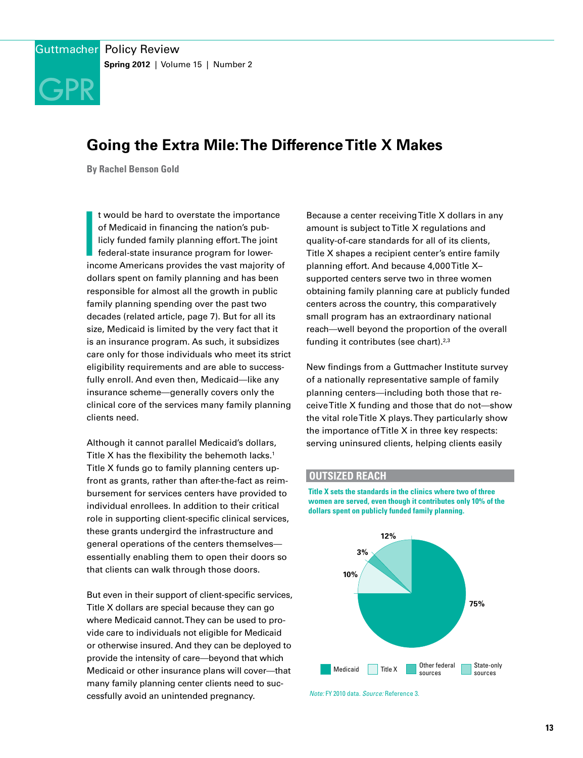# Going the Extra Mile: The Difference Title X Makes

**By Rachel Benson Gold**

It would be hard to overstate the importance of Medicaid in financing the nation's publicly funded family planning effort. The joint federal-state insurance program for lower-income Americans provides the vast majority of dollars spent on family planning and has been responsible for almost all the growth in public family planning spending over the past two decades (related article, page 7). But for all its size, Medicaid is limited by the very fact that it is an insurance program. As such, it subsidizes care only for those individuals who meet its strict eligibility requirements and are able to successfully enroll. And even then, Medicaid—like any insurance scheme—generally covers only the clinical core of the services many family planning clients need.

Although it cannot parallel Medicaid's dollars, Title X has the flexibility the behemoth lacks.[1] Title X funds go to family planning centers upfront as grants, rather than after-the-fact as reimbursement for services centers have provided to individual enrollees. In addition to their critical role in supporting client-specific clinical services, these grants undergird the infrastructure and general operations of the centers themselves—essentially enabling them to open their doors so that clients can walk through those doors.

But even in their support of client-specific services, Title X dollars are special because they can go where Medicaid cannot. They can be used to provide care to individuals not eligible for Medicaid or otherwise insured. And they can be deployed to provide the intensity of care—beyond that which Medicaid or other insurance plans will cover—that many family planning center clients need to successfully avoid an unintended pregnancy.

Because a center receiving Title X dollars in any amount is subject to Title X regulations and quality-of-care standards for all of its clients, Title X shapes a recipient center's entire family planning effort. And because 4,000 Title X–supported centers serve two in three women obtaining family planning care at publicly funded centers across the country, this comparatively small program has an extraordinary national reach—well beyond the proportion of the overall funding it contributes (see chart).[2,3]

New findings from a Guttmacher Institute survey of a nationally representative sample of family planning centers—including both those that receive Title X funding and those that do not—show the vital role Title X plays. They particularly show the importance of Title X in three key respects: serving uninsured clients, helping clients easily

## OUTSIZED REACH

**Title X sets the standards in the clinics where two of three women are served, even though it contributes only 10% of the dollars spent on publicly funded family planning.**

| Source | Share |
|---|---|
| Medicaid | 75% |
| Title X | 10% |
| Other federal sources | 3% |
| State-only sources | 12% |

*Note:* FY 2010 data. *Source:* Reference 3.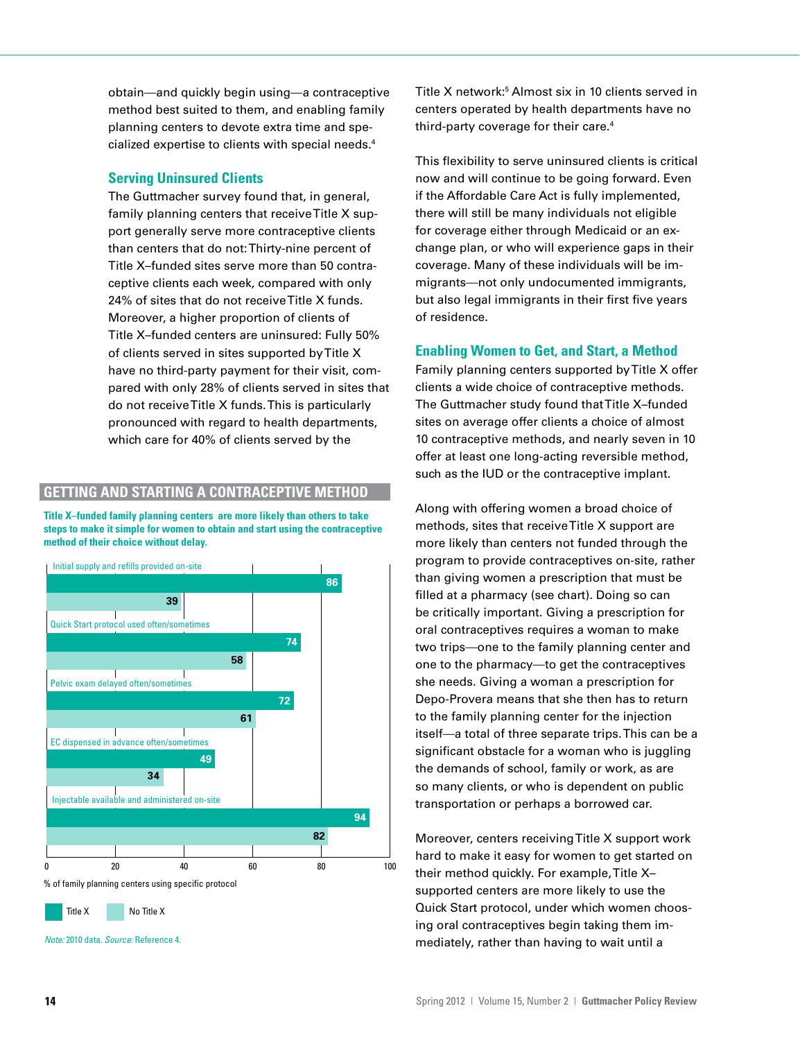obtain—and quickly begin using—a contraceptive method best suited to them, and enabling family planning centers to devote extra time and specialized expertise to clients with special needs.[4]

## Serving Uninsured Clients

The Guttmacher survey found that, in general, family planning centers that receive Title X support generally serve more contraceptive clients than centers that do not: Thirty-nine percent of Title X–funded sites serve more than 50 contraceptive clients each week, compared with only 24% of sites that do not receive Title X funds. Moreover, a higher proportion of clients of Title X–funded centers are uninsured: Fully 50% of clients served in sites supported by Title X have no third-party payment for their visit, compared with only 28% of clients served in sites that do not receive Title X funds. This is particularly pronounced with regard to health departments, which care for 40% of clients served by the Title X network:[5] Almost six in 10 clients served in centers operated by health departments have no third-party coverage for their care.[4]

This flexibility to serve uninsured clients is critical now and will continue to be going forward. Even if the Affordable Care Act is fully implemented, there will still be many individuals not eligible for coverage either through Medicaid or an exchange plan, or who will experience gaps in their coverage. Many of these individuals will be immigrants—not only undocumented immigrants, but also legal immigrants in their first five years of residence.

## Enabling Women to Get, and Start, a Method

Family planning centers supported by Title X offer clients a wide choice of contraceptive methods. The Guttmacher study found that Title X–funded sites on average offer clients a choice of almost 10 contraceptive methods, and nearly seven in 10 offer at least one long-acting reversible method, such as the IUD or the contraceptive implant.

Along with offering women a broad choice of methods, sites that receive Title X support are more likely than centers not funded through the program to provide contraceptives on-site, rather than giving women a prescription that must be filled at a pharmacy (see chart). Doing so can be critically important. Giving a prescription for oral contraceptives requires a woman to make two trips—one to the family planning center and one to the pharmacy—to get the contraceptives she needs. Giving a woman a prescription for Depo-Provera means that she then has to return to the family planning center for the injection itself—a total of three separate trips. This can be a significant obstacle for a woman who is juggling the demands of school, family or work, as are so many clients, or who is dependent on public transportation or perhaps a borrowed car.

Moreover, centers receiving Title X support work hard to make it easy for women to get started on their method quickly. For example, Title X–supported centers are more likely to use the Quick Start protocol, under which women choosing oral contraceptives begin taking them immediately, rather than having to wait until a

### GETTING AND STARTING A CONTRACEPTIVE METHOD

**Title X–funded family planning centers are more likely than others to take steps to make it simple for women to obtain and start using the contraceptive method of their choice without delay.**

| % of family planning centers using specific protocol | Title X | No Title X |
|---|---|---|
| Initial supply and refills provided on-site | 86 | 39 |
| Quick Start protocol used often/sometimes | 74 | 58 |
| Pelvic exam delayed often/sometimes | 72 | 61 |
| EC dispensed in advance often/sometimes | 49 | 34 |
| Injectable available and administered on-site | 94 | 82 |

*Note:* 2010 data. *Source:* Reference 4.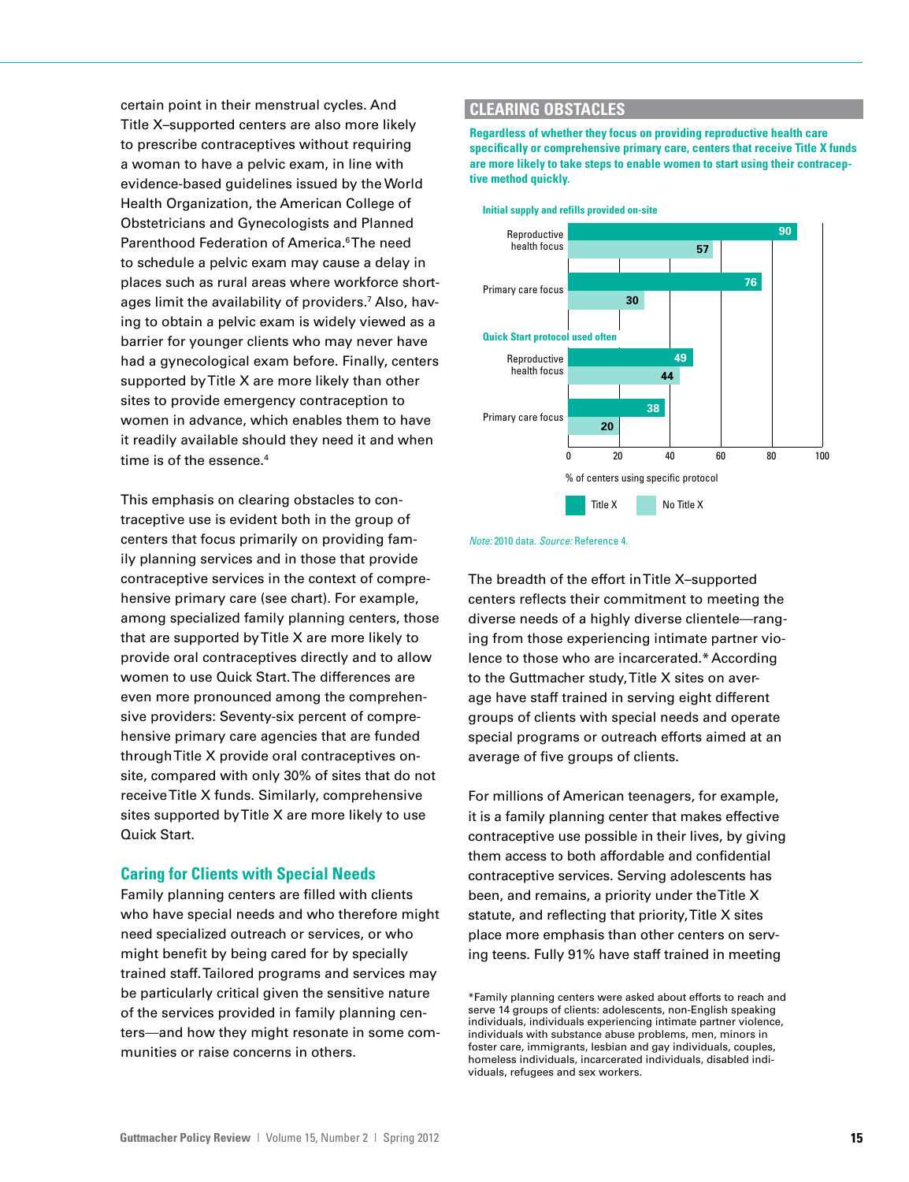certain point in their menstrual cycles. And Title X–supported centers are also more likely to prescribe contraceptives without requiring a woman to have a pelvic exam, in line with evidence-based guidelines issued by the World Health Organization, the American College of Obstetricians and Gynecologists and Planned Parenthood Federation of America.[6] The need to schedule a pelvic exam may cause a delay in places such as rural areas where workforce shortages limit the availability of providers.[7] Also, having to obtain a pelvic exam is widely viewed as a barrier for younger clients who may never have had a gynecological exam before. Finally, centers supported by Title X are more likely than other sites to provide emergency contraception to women in advance, which enables them to have it readily available should they need it and when time is of the essence.[4]

This emphasis on clearing obstacles to contraceptive use is evident both in the group of centers that focus primarily on providing family planning services and in those that provide contraceptive services in the context of comprehensive primary care (see chart). For example, among specialized family planning centers, those that are supported by Title X are more likely to provide oral contraceptives directly and to allow women to use Quick Start. The differences are even more pronounced among the comprehensive providers: Seventy-six percent of comprehensive primary care agencies that are funded through Title X provide oral contraceptives on-site, compared with only 30% of sites that do not receive Title X funds. Similarly, comprehensive sites supported by Title X are more likely to use Quick Start.

## Caring for Clients with Special Needs

Family planning centers are filled with clients who have special needs and who therefore might need specialized outreach or services, or who might benefit by being cared for by specially trained staff. Tailored programs and services may be particularly critical given the sensitive nature of the services provided in family planning centers—and how they might resonate in some communities or raise concerns in others.

## CLEARING OBSTACLES

**Regardless of whether they focus on providing reproductive health care specifically or comprehensive primary care, centers that receive Title X funds are more likely to take steps to enable women to start using their contraceptive method quickly.**

% of centers using specific protocol

| | Title X | No Title X |
|---|---|---|
| **Initial supply and refills provided on-site** | | |
| Reproductive health focus | 90 | 57 |
| Primary care focus | 76 | 30 |
| **Quick Start protocol used often** | | |
| Reproductive health focus | 49 | 44 |
| Primary care focus | 38 | 20 |

*Note:* 2010 data. *Source:* Reference 4.

The breadth of the effort in Title X–supported centers reflects their commitment to meeting the diverse needs of a highly diverse clientele—ranging from those experiencing intimate partner violence to those who are incarcerated.* According to the Guttmacher study, Title X sites on average have staff trained in serving eight different groups of clients with special needs and operate special programs or outreach efforts aimed at an average of five groups of clients.

For millions of American teenagers, for example, it is a family planning center that makes effective contraceptive use possible in their lives, by giving them access to both affordable and confidential contraceptive services. Serving adolescents has been, and remains, a priority under the Title X statute, and reflecting that priority, Title X sites place more emphasis than other centers on serving teens. Fully 91% have staff trained in meeting

*Family planning centers were asked about efforts to reach and serve 14 groups of clients: adolescents, non-English speaking individuals, individuals experiencing intimate partner violence, individuals with substance abuse problems, men, minors in foster care, immigrants, lesbian and gay individuals, couples, homeless individuals, incarcerated individuals, disabled individuals, refugees and sex workers.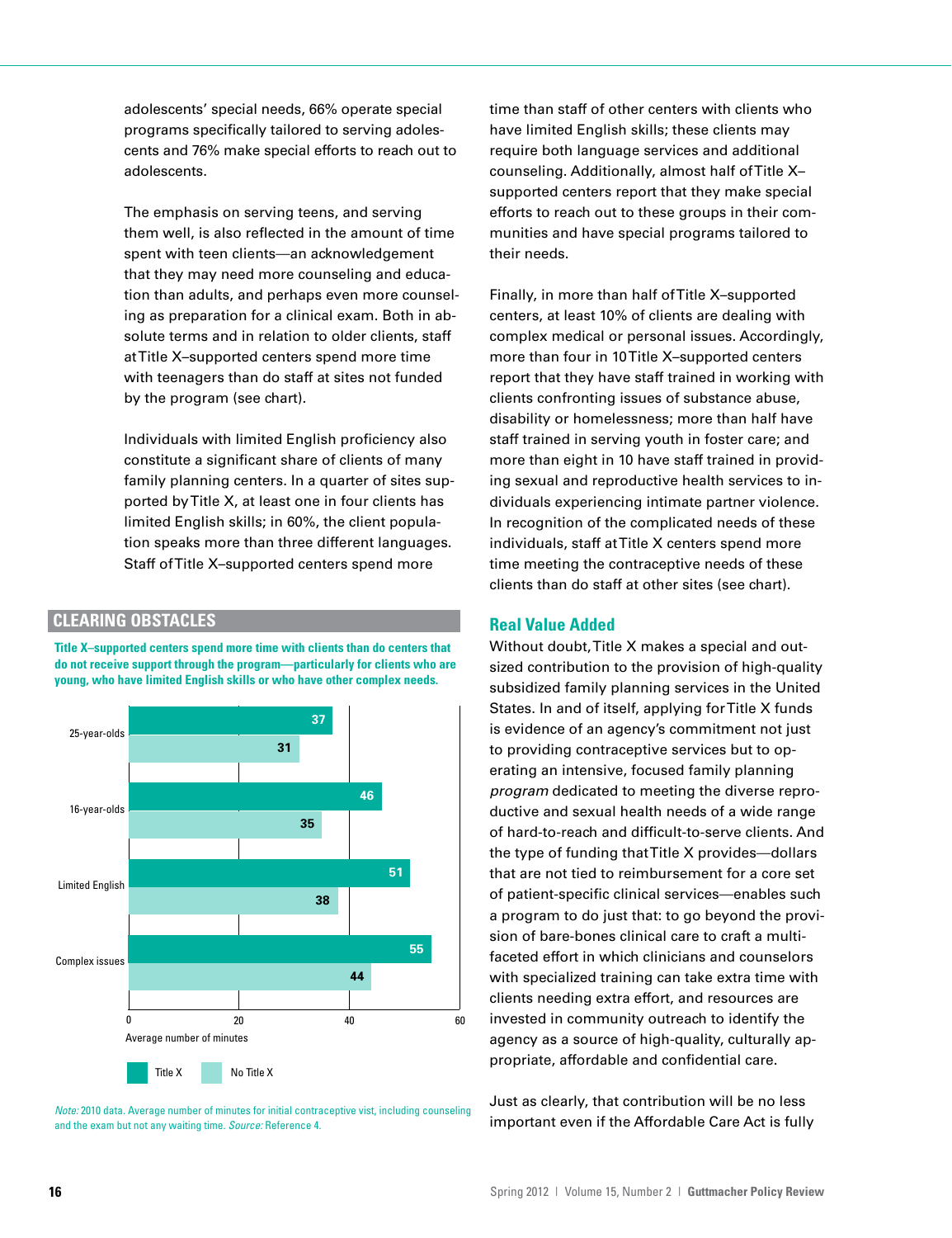adolescents' special needs, 66% operate special programs specifically tailored to serving adolescents and 76% make special efforts to reach out to adolescents.

The emphasis on serving teens, and serving them well, is also reflected in the amount of time spent with teen clients—an acknowledgement that they may need more counseling and education than adults, and perhaps even more counseling as preparation for a clinical exam. Both in absolute terms and in relation to older clients, staff at Title X–supported centers spend more time with teenagers than do staff at sites not funded by the program (see chart).

Individuals with limited English proficiency also constitute a significant share of clients of many family planning centers. In a quarter of sites supported by Title X, at least one in four clients has limited English skills; in 60%, the client population speaks more than three different languages. Staff of Title X–supported centers spend more time than staff of other centers with clients who have limited English skills; these clients may require both language services and additional counseling. Additionally, almost half of Title X–supported centers report that they make special efforts to reach out to these groups in their communities and have special programs tailored to their needs.

Finally, in more than half of Title X–supported centers, at least 10% of clients are dealing with complex medical or personal issues. Accordingly, more than four in 10 Title X–supported centers report that they have staff trained in working with clients confronting issues of substance abuse, disability or homelessness; more than half have staff trained in serving youth in foster care; and more than eight in 10 have staff trained in providing sexual and reproductive health services to individuals experiencing intimate partner violence. In recognition of the complicated needs of these individuals, staff at Title X centers spend more time meeting the contraceptive needs of these clients than do staff at other sites (see chart).

## CLEARING OBSTACLES

**Title X–supported centers spend more time with clients than do centers that do not receive support through the program—particularly for clients who are young, who have limited English skills or who have other complex needs.**

Average number of minutes

| | Title X | No Title X |
|---|---|---|
| 25-year-olds | 37 | 31 |
| 16-year-olds | 46 | 35 |
| Limited English | 51 | 38 |
| Complex issues | 55 | 44 |

*Note:* 2010 data. Average number of minutes for initial contraceptive vist, including counseling and the exam but not any waiting time. *Source:* Reference 4.

## Real Value Added

Without doubt, Title X makes a special and outsized contribution to the provision of high-quality subsidized family planning services in the United States. In and of itself, applying for Title X funds is evidence of an agency's commitment not just to providing contraceptive services but to operating an intensive, focused family planning *program* dedicated to meeting the diverse reproductive and sexual health needs of a wide range of hard-to-reach and difficult-to-serve clients. And the type of funding that Title X provides—dollars that are not tied to reimbursement for a core set of patient-specific clinical services—enables such a program to do just that: to go beyond the provision of bare-bones clinical care to craft a multifaceted effort in which clinicians and counselors with specialized training can take extra time with clients needing extra effort, and resources are invested in community outreach to identify the agency as a source of high-quality, culturally appropriate, affordable and confidential care.

Just as clearly, that contribution will be no less important even if the Affordable Care Act is fully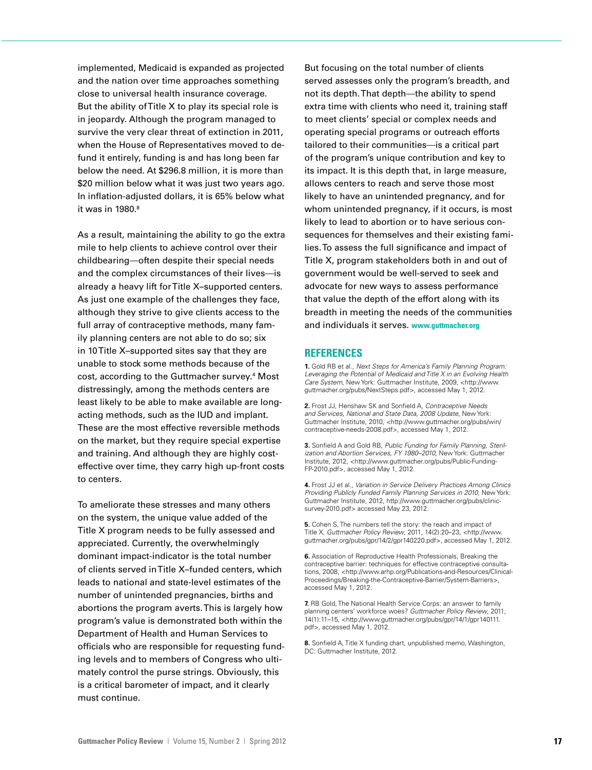implemented, Medicaid is expanded as projected and the nation over time approaches something close to universal health insurance coverage. But the ability of Title X to play its special role is in jeopardy. Although the program managed to survive the very clear threat of extinction in 2011, when the House of Representatives moved to defund it entirely, funding is and has long been far below the need. At $296.8 million, it is more than $20 million below what it was just two years ago. In inflation-adjusted dollars, it is 65% below what it was in 1980.[8]

As a result, maintaining the ability to go the extra mile to help clients to achieve control over their childbearing—often despite their special needs and the complex circumstances of their lives—is already a heavy lift for Title X–supported centers. As just one example of the challenges they face, although they strive to give clients access to the full array of contraceptive methods, many family planning centers are not able to do so; six in 10 Title X–supported sites say that they are unable to stock some methods because of the cost, according to the Guttmacher survey.[4] Most distressingly, among the methods centers are least likely to be able to make available are long-acting methods, such as the IUD and implant. These are the most effective reversible methods on the market, but they require special expertise and training. And although they are highly cost-effective over time, they carry high up-front costs to centers.

To ameliorate these stresses and many others on the system, the unique value added of the Title X program needs to be fully assessed and appreciated. Currently, the overwhelmingly dominant impact-indicator is the total number of clients served in Title X–funded centers, which leads to national and state-level estimates of the number of unintended pregnancies, births and abortions the program averts. This is largely how program's value is demonstrated both within the Department of Health and Human Services to officials who are responsible for requesting funding levels and to members of Congress who ultimately control the purse strings. Obviously, this is a critical barometer of impact, and it clearly must continue.

But focusing on the total number of clients served assesses only the program's breadth, and not its depth. That depth—the ability to spend extra time with clients who need it, training staff to meet clients' special or complex needs and operating special programs or outreach efforts tailored to their communities—is a critical part of the program's unique contribution and key to its impact. It is this depth that, in large measure, allows centers to reach and serve those most likely to have an unintended pregnancy, and for whom unintended pregnancy, if it occurs, is most likely to lead to abortion or to have serious consequences for themselves and their existing families. To assess the full significance and impact of Title X, program stakeholders both in and out of government would be well-served to seek and advocate for new ways to assess performance that value the depth of the effort along with its breadth in meeting the needs of the communities and individuals it serves. **www.guttmacher.org**

## REFERENCES

**1.** Gold RB et al., *Next Steps for America's Family Planning Program: Leveraging the Potential of Medicaid and Title X in an Evolving Health Care System*, New York: Guttmacher Institute, 2009, <http://www.guttmacher.org/pubs/NextSteps.pdf>, accessed May 1, 2012.

**2.** Frost JJ, Henshaw SK and Sonfield A, *Contraceptive Needs and Services, National and State Data, 2008 Update*, New York: Guttmacher Institute, 2010, <http://www.guttmacher.org/pubs/win/contraceptive-needs-2008.pdf>, accessed May 1, 2012.

**3.** Sonfield A and Gold RB, *Public Funding for Family Planning, Sterilization and Abortion Services, FY 1980–2010*, New York: Guttmacher Institute, 2012, <http://www.guttmacher.org/pubs/Public-Funding-FP-2010.pdf>, accessed May 1, 2012.

**4.** Frost JJ et al., *Variation in Service Delivery Practices Among Clinics Providing Publicly Funded Family Planning Services in 2010*, New York: Guttmacher Institute, 2012, http://www.guttmacher.org/pubs/clinic-survey-2010.pdf> accessed May 23, 2012.

**5.** Cohen S, The numbers tell the story: the reach and impact of Title X, *Guttmacher Policy Review*, 2011, 14(2):20–23, <http://www.guttmacher.org/pubs/gpr/14/2/gpr140220.pdf>, accessed May 1, 2012.

**6.** Association of Reproductive Health Professionals, Breaking the contraceptive barrier: techniques for effective contraceptive consultations, 2008, <http://www.arhp.org/Publications-and-Resources/Clinical-Proceedings/Breaking-the-Contraceptive-Barrier/System-Barriers>, accessed May 1, 2012.

**7.** RB Gold, The National Health Service Corps: an answer to family planning centers' workforce woes? *Guttmacher Policy Review*, 2011, 14(1):11–15, <http://www.guttmacher.org/pubs/gpr/14/1/gpr140111.pdf>, accessed May 1, 2012.

**8.** Sonfield A, Title X funding chart, unpublished memo, Washington, DC: Guttmacher Institute, 2012.